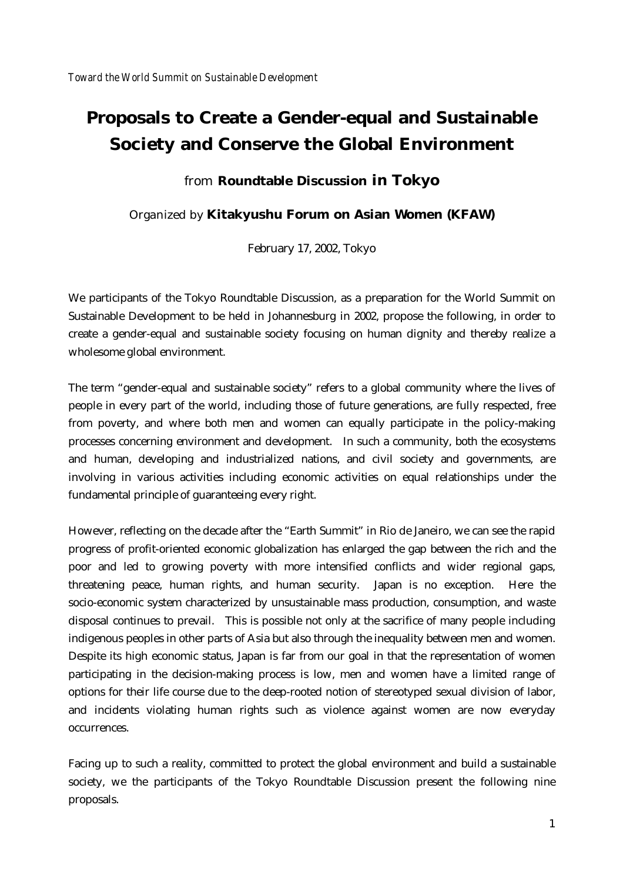*Toward the World Summit on Sustainable Development*

# Proposals to Create a Gender-equal and Sustainable Society and Conserve the Global Environment

from **Roundtable Discussion in Tokyo**

Organized by **Kitakyushu Forum on Asian Women (KFAW)**

February 17, 2002, Tokyo

We participants of the Tokyo Roundtable Discussion, as a preparation for the World Summit on Sustainable Development to be held in Johannesburg in 2002, propose the following, in order to create a gender-equal and sustainable society focusing on human dignity and thereby realize a wholesome global environment.

The term "gender-equal and sustainable society" refers to a global community where the lives of people in every part of the world, including those of future generations, are fully respected, free from poverty, and where both men and women can equally participate in the policy-making processes concerning environment and development. In such a community, both the ecosystems and human, developing and industrialized nations, and civil society and governments, are involving in various activities including economic activities on equal relationships under the fundamental principle of guaranteeing every right.

However, reflecting on the decade after the "Earth Summit" in Rio de Janeiro, we can see the rapid progress of profit-oriented economic globalization has enlarged the gap between the rich and the poor and led to growing poverty with more intensified conflicts and wider regional gaps, threatening peace, human rights, and human security. Japan is no exception. Here the socio-economic system characterized by unsustainable mass production, consumption, and waste disposal continues to prevail. This is possible not only at the sacrifice of many people including indigenous peoples in other parts of Asia but also through the inequality between men and women. Despite its high economic status, Japan is far from our goal in that the representation of women participating in the decision-making process is low, men and women have a limited range of options for their life course due to the deep-rooted notion of stereotyped sexual division of labor, and incidents violating human rights such as violence against women are now everyday occurrences.

Facing up to such a reality, committed to protect the global environment and build a sustainable society, we the participants of the Tokyo Roundtable Discussion present the following nine proposals.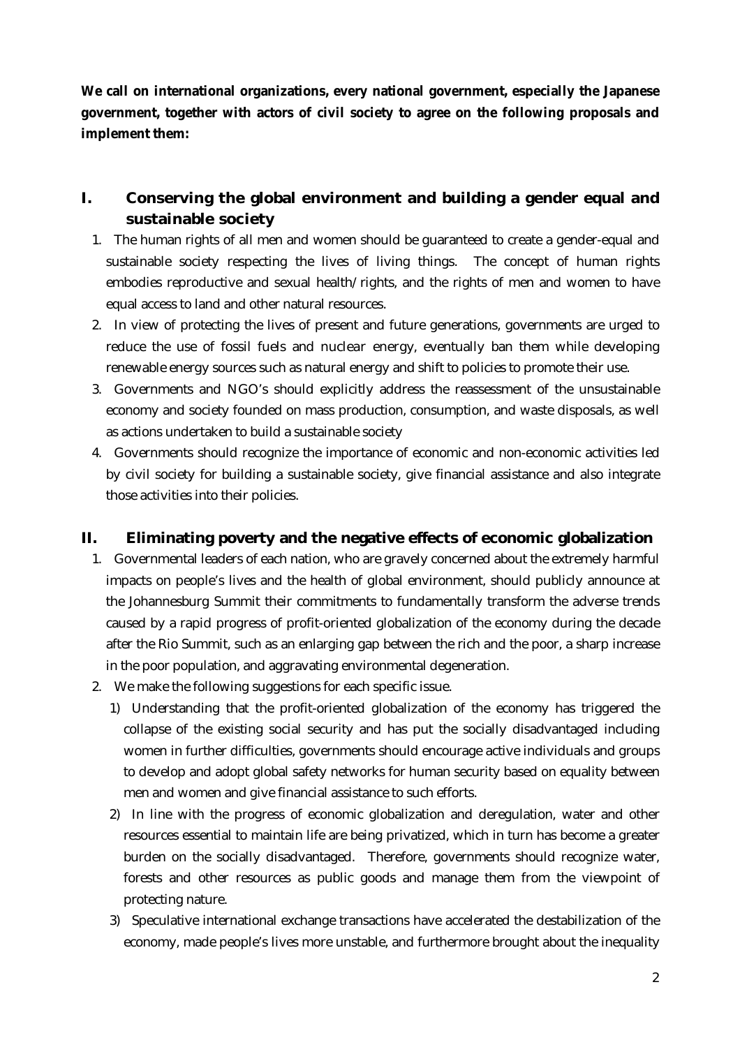**We call on international organizations, every national government, especially the Japanese government, together with actors of civil society to agree on the following proposals and implement them:**

## I. Conserving the global environment and building a gender equal and sustainable society

1. The human rights of all men and women should be guaranteed to create a gender-equal and sustainable society respecting the lives of living things. The concept of human rights embodies reproductive and sexual health/rights, and the rights of men and women to have equal access to land and other natural resources.
2. In view of protecting the lives of present and future generations, governments are urged to reduce the use of fossil fuels and nuclear energy, eventually ban them while developing renewable energy sources such as natural energy and shift to policies to promote their use.
3. Governments and NGO's should explicitly address the reassessment of the unsustainable economy and society founded on mass production, consumption, and waste disposals, as well as actions undertaken to build a sustainable society
4. Governments should recognize the importance of economic and non-economic activities led by civil society for building a sustainable society, give financial assistance and also integrate those activities into their policies.

## II. Eliminating poverty and the negative effects of economic globalization

1. Governmental leaders of each nation, who are gravely concerned about the extremely harmful impacts on people's lives and the health of global environment, should publicly announce at the Johannesburg Summit their commitments to fundamentally transform the adverse trends caused by a rapid progress of profit-oriented globalization of the economy during the decade after the Rio Summit, such as an enlarging gap between the rich and the poor, a sharp increase in the poor population, and aggravating environmental degeneration.
2. We make the following suggestions for each specific issue.
   1) Understanding that the profit-oriented globalization of the economy has triggered the collapse of the existing social security and has put the socially disadvantaged including women in further difficulties, governments should encourage active individuals and groups to develop and adopt global safety networks for human security based on equality between men and women and give financial assistance to such efforts.
   2) In line with the progress of economic globalization and deregulation, water and other resources essential to maintain life are being privatized, which in turn has become a greater burden on the socially disadvantaged. Therefore, governments should recognize water, forests and other resources as public goods and manage them from the viewpoint of protecting nature.
   3) Speculative international exchange transactions have accelerated the destabilization of the economy, made people's lives more unstable, and furthermore brought about the inequality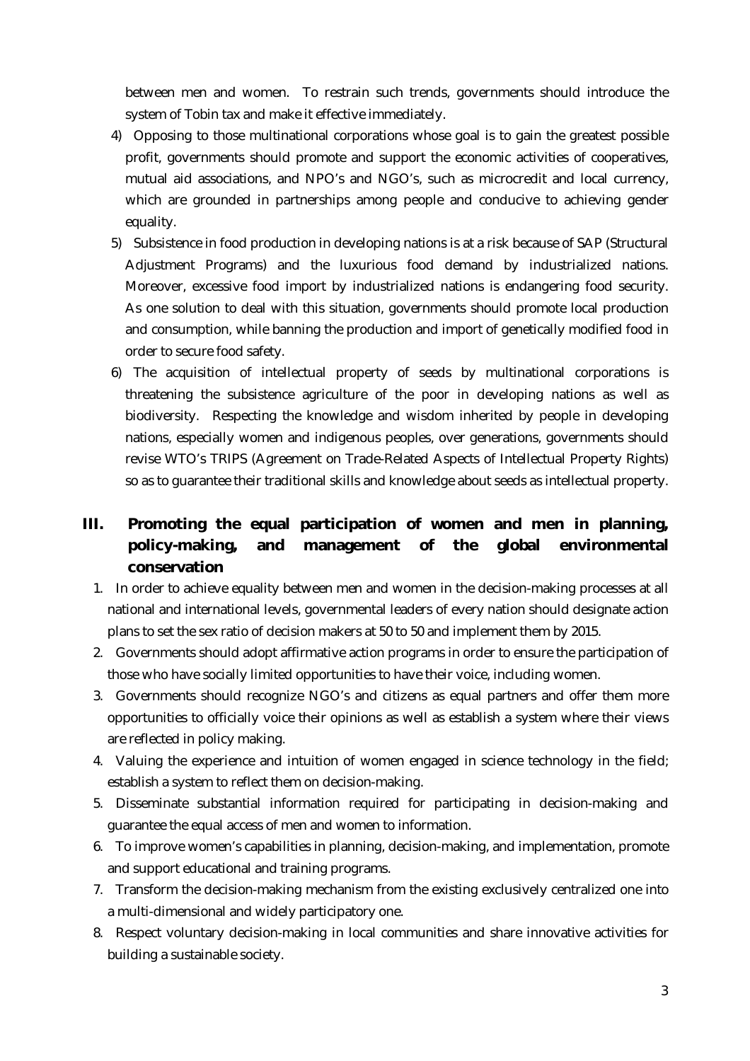between men and women. To restrain such trends, governments should introduce the system of Tobin tax and make it effective immediately.

4) Opposing to those multinational corporations whose goal is to gain the greatest possible profit, governments should promote and support the economic activities of cooperatives, mutual aid associations, and NPO's and NGO's, such as microcredit and local currency, which are grounded in partnerships among people and conducive to achieving gender equality.

5) Subsistence in food production in developing nations is at a risk because of SAP (Structural Adjustment Programs) and the luxurious food demand by industrialized nations. Moreover, excessive food import by industrialized nations is endangering food security. As one solution to deal with this situation, governments should promote local production and consumption, while banning the production and import of genetically modified food in order to secure food safety.

6) The acquisition of intellectual property of seeds by multinational corporations is threatening the subsistence agriculture of the poor in developing nations as well as biodiversity. Respecting the knowledge and wisdom inherited by people in developing nations, especially women and indigenous peoples, over generations, governments should revise WTO's TRIPS (Agreement on Trade-Related Aspects of Intellectual Property Rights) so as to guarantee their traditional skills and knowledge about seeds as intellectual property.

## III. Promoting the equal participation of women and men in planning, policy-making, and management of the global environmental conservation

1. In order to achieve equality between men and women in the decision-making processes at all national and international levels, governmental leaders of every nation should designate action plans to set the sex ratio of decision makers at 50 to 50 and implement them by 2015.
2. Governments should adopt affirmative action programs in order to ensure the participation of those who have socially limited opportunities to have their voice, including women.
3. Governments should recognize NGO's and citizens as equal partners and offer them more opportunities to officially voice their opinions as well as establish a system where their views are reflected in policy making.
4. Valuing the experience and intuition of women engaged in science technology in the field; establish a system to reflect them on decision-making.
5. Disseminate substantial information required for participating in decision-making and guarantee the equal access of men and women to information.
6. To improve women's capabilities in planning, decision-making, and implementation, promote and support educational and training programs.
7. Transform the decision-making mechanism from the existing exclusively centralized one into a multi-dimensional and widely participatory one.
8. Respect voluntary decision-making in local communities and share innovative activities for building a sustainable society.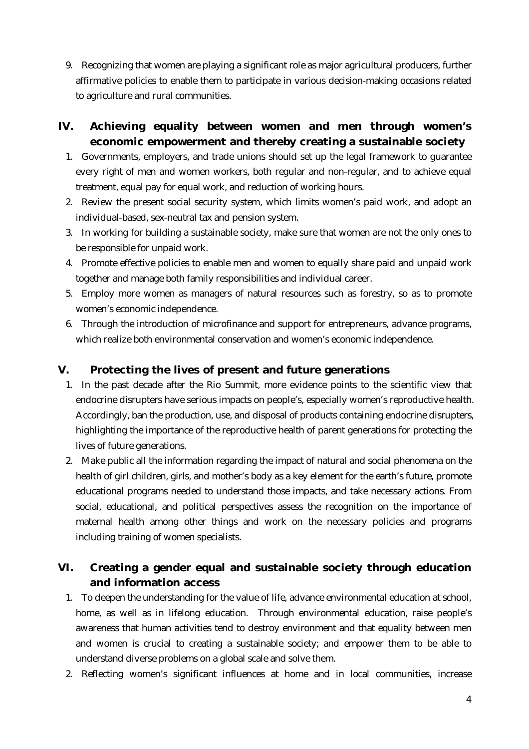9. Recognizing that women are playing a significant role as major agricultural producers, further affirmative policies to enable them to participate in various decision-making occasions related to agriculture and rural communities.

## IV. Achieving equality between women and men through women's economic empowerment and thereby creating a sustainable society

1. Governments, employers, and trade unions should set up the legal framework to guarantee every right of men and women workers, both regular and non-regular, and to achieve equal treatment, equal pay for equal work, and reduction of working hours.
2. Review the present social security system, which limits women's paid work, and adopt an individual-based, sex-neutral tax and pension system.
3. In working for building a sustainable society, make sure that women are not the only ones to be responsible for unpaid work.
4. Promote effective policies to enable men and women to equally share paid and unpaid work together and manage both family responsibilities and individual career.
5. Employ more women as managers of natural resources such as forestry, so as to promote women's economic independence.
6. Through the introduction of microfinance and support for entrepreneurs, advance programs, which realize both environmental conservation and women's economic independence.

## V. Protecting the lives of present and future generations

1. In the past decade after the Rio Summit, more evidence points to the scientific view that endocrine disrupters have serious impacts on people's, especially women's reproductive health. Accordingly, ban the production, use, and disposal of products containing endocrine disrupters, highlighting the importance of the reproductive health of parent generations for protecting the lives of future generations.
2. Make public all the information regarding the impact of natural and social phenomena on the health of girl children, girls, and mother's body as a key element for the earth's future, promote educational programs needed to understand those impacts, and take necessary actions. From social, educational, and political perspectives assess the recognition on the importance of maternal health among other things and work on the necessary policies and programs including training of women specialists.

## VI. Creating a gender equal and sustainable society through education and information access

1. To deepen the understanding for the value of life, advance environmental education at school, home, as well as in lifelong education. Through environmental education, raise people's awareness that human activities tend to destroy environment and that equality between men and women is crucial to creating a sustainable society; and empower them to be able to understand diverse problems on a global scale and solve them.
2. Reflecting women's significant influences at home and in local communities, increase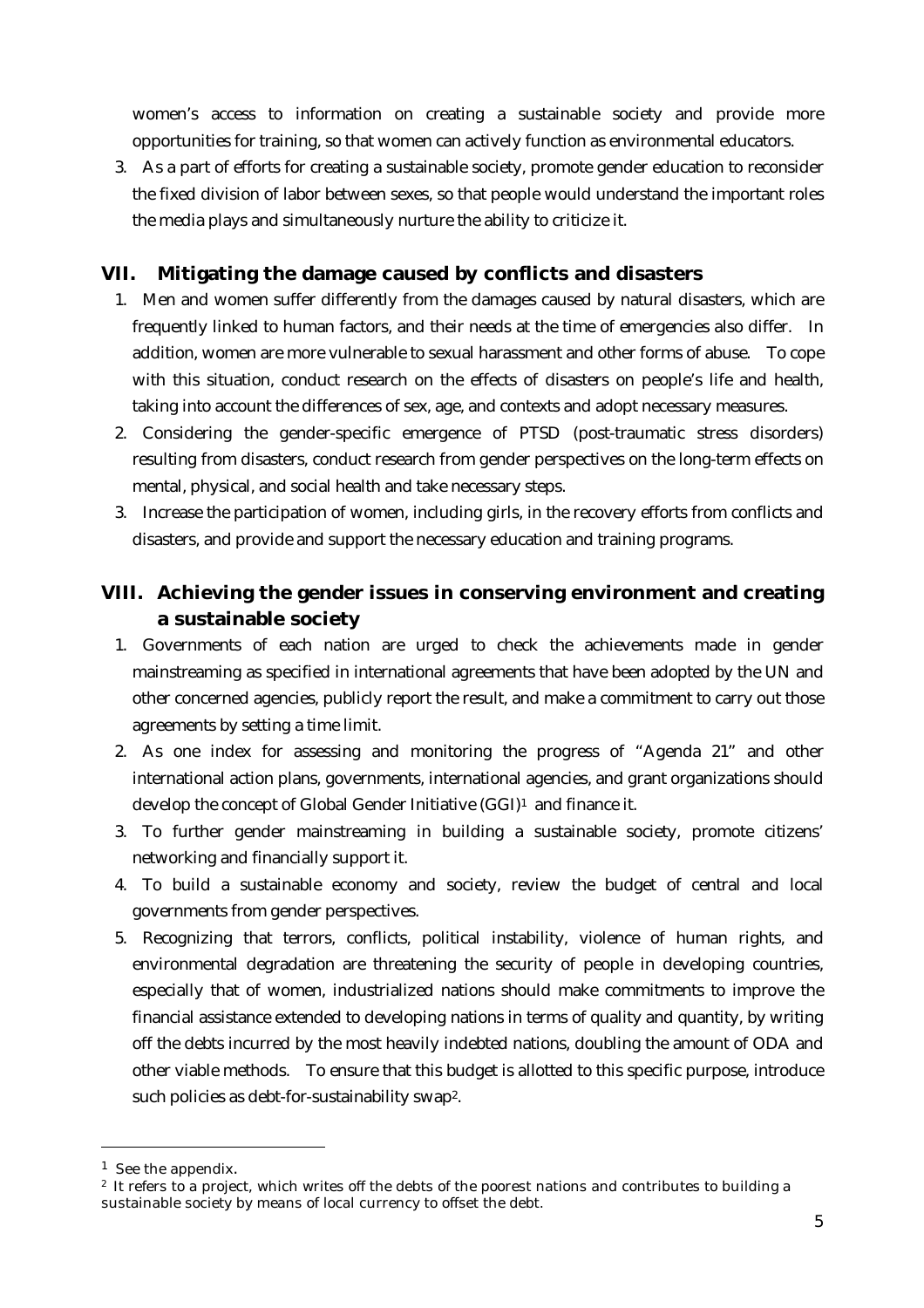women's access to information on creating a sustainable society and provide more opportunities for training, so that women can actively function as environmental educators.

3. As a part of efforts for creating a sustainable society, promote gender education to reconsider the fixed division of labor between sexes, so that people would understand the important roles the media plays and simultaneously nurture the ability to criticize it.

## VII. Mitigating the damage caused by conflicts and disasters

1. Men and women suffer differently from the damages caused by natural disasters, which are frequently linked to human factors, and their needs at the time of emergencies also differ. In addition, women are more vulnerable to sexual harassment and other forms of abuse. To cope with this situation, conduct research on the effects of disasters on people's life and health, taking into account the differences of sex, age, and contexts and adopt necessary measures.
2. Considering the gender-specific emergence of PTSD (post-traumatic stress disorders) resulting from disasters, conduct research from gender perspectives on the long-term effects on mental, physical, and social health and take necessary steps.
3. Increase the participation of women, including girls, in the recovery efforts from conflicts and disasters, and provide and support the necessary education and training programs.

## VIII. Achieving the gender issues in conserving environment and creating a sustainable society

1. Governments of each nation are urged to check the achievements made in gender mainstreaming as specified in international agreements that have been adopted by the UN and other concerned agencies, publicly report the result, and make a commitment to carry out those agreements by setting a time limit.
2. As one index for assessing and monitoring the progress of "Agenda 21" and other international action plans, governments, international agencies, and grant organizations should develop the concept of Global Gender Initiative (GGI)[1] and finance it.
3. To further gender mainstreaming in building a sustainable society, promote citizens' networking and financially support it.
4. To build a sustainable economy and society, review the budget of central and local governments from gender perspectives.
5. Recognizing that terrors, conflicts, political instability, violence of human rights, and environmental degradation are threatening the security of people in developing countries, especially that of women, industrialized nations should make commitments to improve the financial assistance extended to developing nations in terms of quality and quantity, by writing off the debts incurred by the most heavily indebted nations, doubling the amount of ODA and other viable methods. To ensure that this budget is allotted to this specific purpose, introduce such policies as debt-for-sustainability swap[2].

---

[1] See the appendix.

[2] It refers to a project, which writes off the debts of the poorest nations and contributes to building a sustainable society by means of local currency to offset the debt.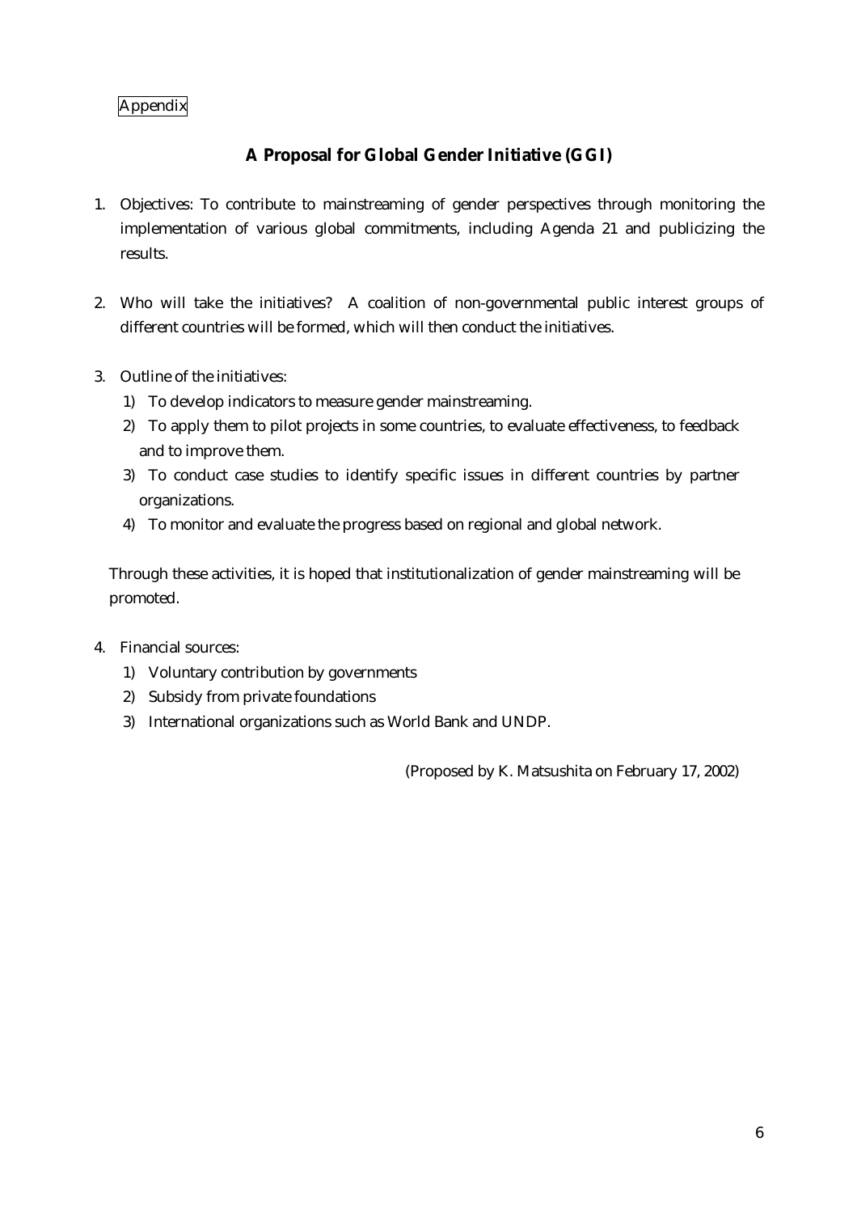Appendix

## A Proposal for Global Gender Initiative (GGI)

1. Objectives: To contribute to mainstreaming of gender perspectives through monitoring the implementation of various global commitments, including Agenda 21 and publicizing the results.

2. Who will take the initiatives? A coalition of non-governmental public interest groups of different countries will be formed, which will then conduct the initiatives.

3. Outline of the initiatives:
   1) To develop indicators to measure gender mainstreaming.
   2) To apply them to pilot projects in some countries, to evaluate effectiveness, to feedback and to improve them.
   3) To conduct case studies to identify specific issues in different countries by partner organizations.
   4) To monitor and evaluate the progress based on regional and global network.

   Through these activities, it is hoped that institutionalization of gender mainstreaming will be promoted.

4. Financial sources:
   1) Voluntary contribution by governments
   2) Subsidy from private foundations
   3) International organizations such as World Bank and UNDP.

(Proposed by K. Matsushita on February 17, 2002)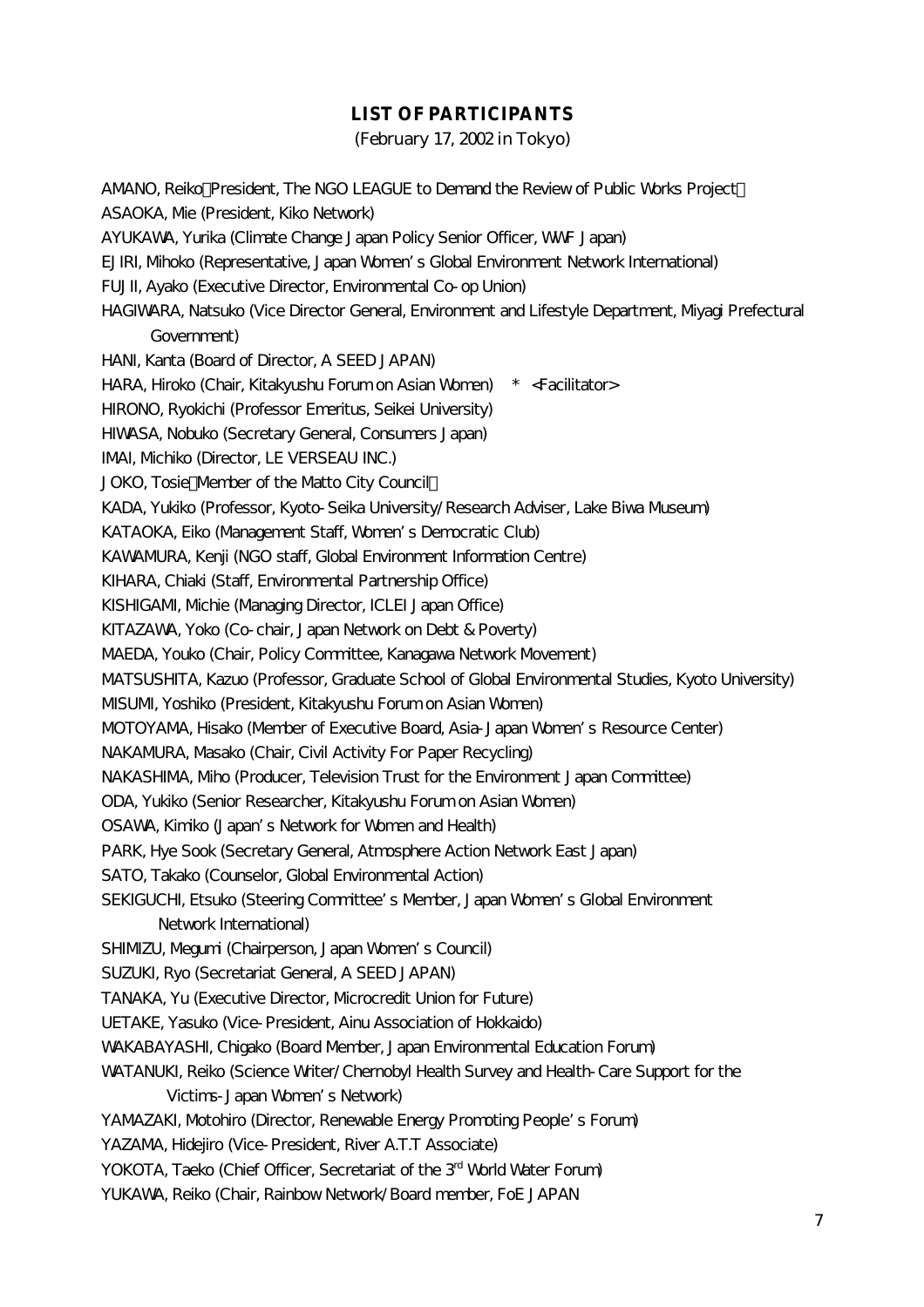## LIST OF PARTICIPANTS

(February 17, 2002 in Tokyo)

AMANO, Reiko（President, The NGO LEAGUE to Demand the Review of Public Works Project）

ASAOKA, Mie (President, Kiko Network)

AYUKAWA, Yurika (Climate Change Japan Policy Senior Officer, WWF Japan)

EJIRI, Mihoko (Representative, Japan Women's Global Environment Network International)

FUJII, Ayako (Executive Director, Environmental Co-op Union)

HAGIWARA, Natsuko (Vice Director General, Environment and Lifestyle Department, Miyagi Prefectural Government)

HANI, Kanta (Board of Director, A SEED JAPAN)

HARA, Hiroko (Chair, Kitakyushu Forum on Asian Women) * <Facilitator>

HIRONO, Ryokichi (Professor Emeritus, Seikei University)

HIWASA, Nobuko (Secretary General, Consumers Japan)

IMAI, Michiko (Director, LE VERSEAU INC.)

JOKO, Tosie（Member of the Matto City Council）

KADA, Yukiko (Professor, Kyoto-Seika University/Research Adviser, Lake Biwa Museum)

KATAOKA, Eiko (Management Staff, Women's Democratic Club)

KAWAMURA, Kenji (NGO staff, Global Environment Information Centre)

KIHARA, Chiaki (Staff, Environmental Partnership Office)

KISHIGAMI, Michie (Managing Director, ICLEI Japan Office)

KITAZAWA, Yoko (Co-chair, Japan Network on Debt & Poverty)

MAEDA, Youko (Chair, Policy Committee, Kanagawa Network Movement)

MATSUSHITA, Kazuo (Professor, Graduate School of Global Environmental Studies, Kyoto University)

MISUMI, Yoshiko (President, Kitakyushu Forum on Asian Women)

MOTOYAMA, Hisako (Member of Executive Board, Asia-Japan Women's Resource Center)

NAKAMURA, Masako (Chair, Civil Activity For Paper Recycling)

NAKASHIMA, Miho (Producer, Television Trust for the Environment Japan Committee)

ODA, Yukiko (Senior Researcher, Kitakyushu Forum on Asian Women)

OSAWA, Kimiko (Japan's Network for Women and Health)

PARK, Hye Sook (Secretary General, Atmosphere Action Network East Japan)

SATO, Takako (Counselor, Global Environmental Action)

SEKIGUCHI, Etsuko (Steering Committee's Member, Japan Women's Global Environment Network International)

SHIMIZU, Megumi (Chairperson, Japan Women's Council)

SUZUKI, Ryo (Secretariat General, A SEED JAPAN)

TANAKA, Yu (Executive Director, Microcredit Union for Future)

UETAKE, Yasuko (Vice-President, Ainu Association of Hokkaido)

WAKABAYASHI, Chigako (Board Member, Japan Environmental Education Forum)

WATANUKI, Reiko (Science Writer/Chernobyl Health Survey and Health-Care Support for the Victims-Japan Women's Network)

YAMAZAKI, Motohiro (Director, Renewable Energy Promoting People's Forum)

YAZAMA, Hidejiro (Vice-President, River A.T.T Associate)

YOKOTA, Taeko (Chief Officer, Secretariat of the 3rd World Water Forum)

YUKAWA, Reiko (Chair, Rainbow Network/Board member, FoE JAPAN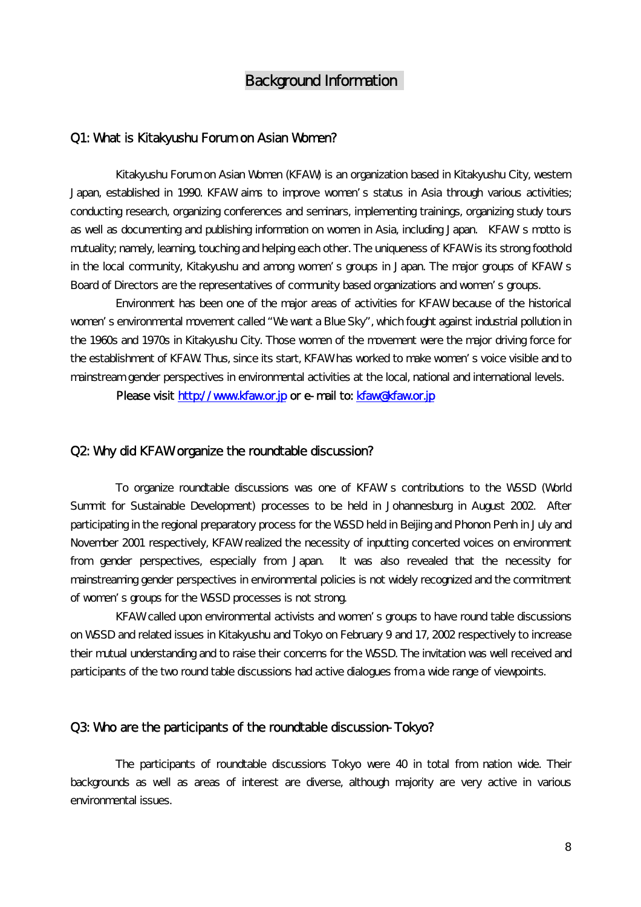## Background Information

### Q1: What is Kitakyushu Forum on Asian Women?

Kitakyushu Forum on Asian Women (KFAW) is an organization based in Kitakyushu City, western Japan, established in 1990. KFAW aims to improve women's status in Asia through various activities; conducting research, organizing conferences and seminars, implementing trainings, organizing study tours as well as documenting and publishing information on women in Asia, including Japan. KFAW s motto is mutuality; namely, learning, touching and helping each other. The uniqueness of KFAW is its strong foothold in the local community, Kitakyushu and among women's groups in Japan. The major groups of KFAW s Board of Directors are the representatives of community based organizations and women's groups.

Environment has been one of the major areas of activities for KFAW because of the historical women's environmental movement called "We want a Blue Sky", which fought against industrial pollution in the 1960s and 1970s in Kitakyushu City. Those women of the movement were the major driving force for the establishment of KFAW. Thus, since its start, KFAW has worked to make women's voice visible and to mainstream gender perspectives in environmental activities at the local, national and international levels.

Please visit http://www.kfaw.or.jp or e-mail to: kfaw@kfaw.or.jp

### Q2: Why did KFAW organize the roundtable discussion?

To organize roundtable discussions was one of KFAW s contributions to the WSSD (World Summit for Sustainable Development) processes to be held in Johannesburg in August 2002. After participating in the regional preparatory process for the WSSD held in Beijing and Phonon Penh in July and November 2001 respectively, KFAW realized the necessity of inputting concerted voices on environment from gender perspectives, especially from Japan. It was also revealed that the necessity for mainstreaming gender perspectives in environmental policies is not widely recognized and the commitment of women's groups for the WSSD processes is not strong.

KFAW called upon environmental activists and women's groups to have round table discussions on WSSD and related issues in Kitakyushu and Tokyo on February 9 and 17, 2002 respectively to increase their mutual understanding and to raise their concerns for the WSSD. The invitation was well received and participants of the two round table discussions had active dialogues from a wide range of viewpoints.

### Q3: Who are the participants of the roundtable discussion-Tokyo?

The participants of roundtable discussions Tokyo were 40 in total from nation wide. Their backgrounds as well as areas of interest are diverse, although majority are very active in various environmental issues.